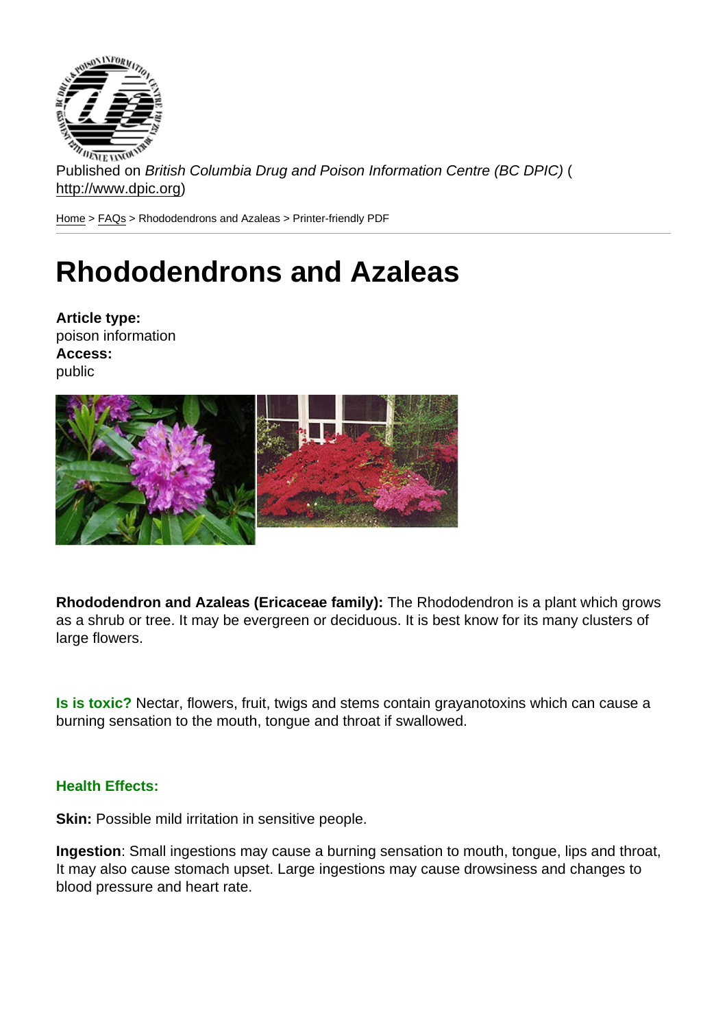Published on *British Columbia Drug and Poison Information Centre (BC DPIC)* (
http://www.dpic.org)

Home > FAQs > Rhododendrons and Azaleas > Printer-friendly PDF

# Rhododendrons and Azaleas

**Article type:**
poison information
**Access:**
public

**Rhododendron and Azaleas (Ericaceae family):** The Rhododendron is a plant which grows as a shrub or tree. It may be evergreen or deciduous. It is best know for its many clusters of large flowers.

**Is is toxic?** Nectar, flowers, fruit, twigs and stems contain grayanotoxins which can cause a burning sensation to the mouth, tongue and throat if swallowed.

**Health Effects:**

**Skin:** Possible mild irritation in sensitive people.

**Ingestion**: Small ingestions may cause a burning sensation to mouth, tongue, lips and throat, It may also cause stomach upset. Large ingestions may cause drowsiness and changes to blood pressure and heart rate.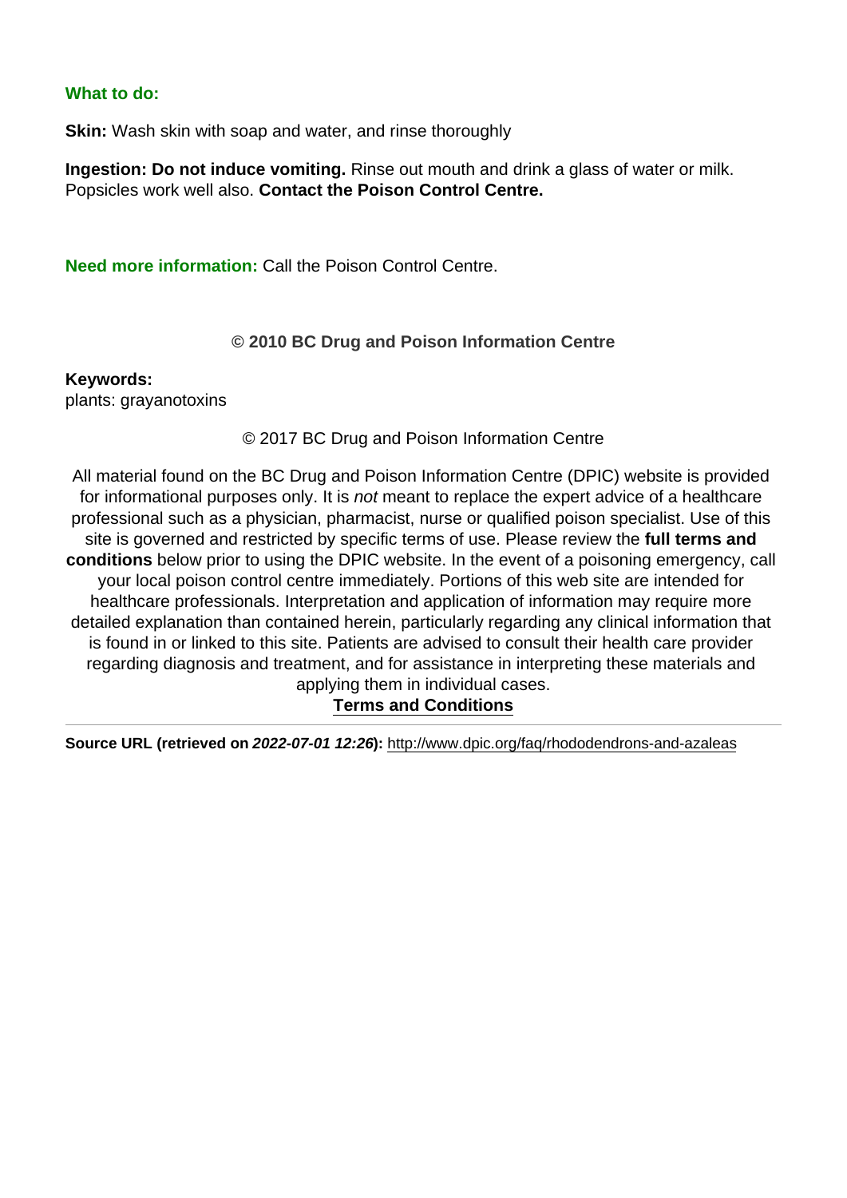**What to do:**

**Skin:** Wash skin with soap and water, and rinse thoroughly

**Ingestion: Do not induce vomiting.** Rinse out mouth and drink a glass of water or milk. Popsicles work well also. **Contact the Poison Control Centre.**

**Need more information:** Call the Poison Control Centre.

**© 2010 BC Drug and Poison Information Centre**

**Keywords:**
plants: grayanotoxins

© 2017 BC Drug and Poison Information Centre

All material found on the BC Drug and Poison Information Centre (DPIC) website is provided for informational purposes only. It is *not* meant to replace the expert advice of a healthcare professional such as a physician, pharmacist, nurse or qualified poison specialist. Use of this site is governed and restricted by specific terms of use. Please review the **full terms and conditions** below prior to using the DPIC website. In the event of a poisoning emergency, call your local poison control centre immediately. Portions of this web site are intended for healthcare professionals. Interpretation and application of information may require more detailed explanation than contained herein, particularly regarding any clinical information that is found in or linked to this site. Patients are advised to consult their health care provider regarding diagnosis and treatment, and for assistance in interpreting these materials and applying them in individual cases.

**Terms and Conditions**

---

**Source URL (retrieved on *2022-07-01 12:26*):** http://www.dpic.org/faq/rhododendrons-and-azaleas